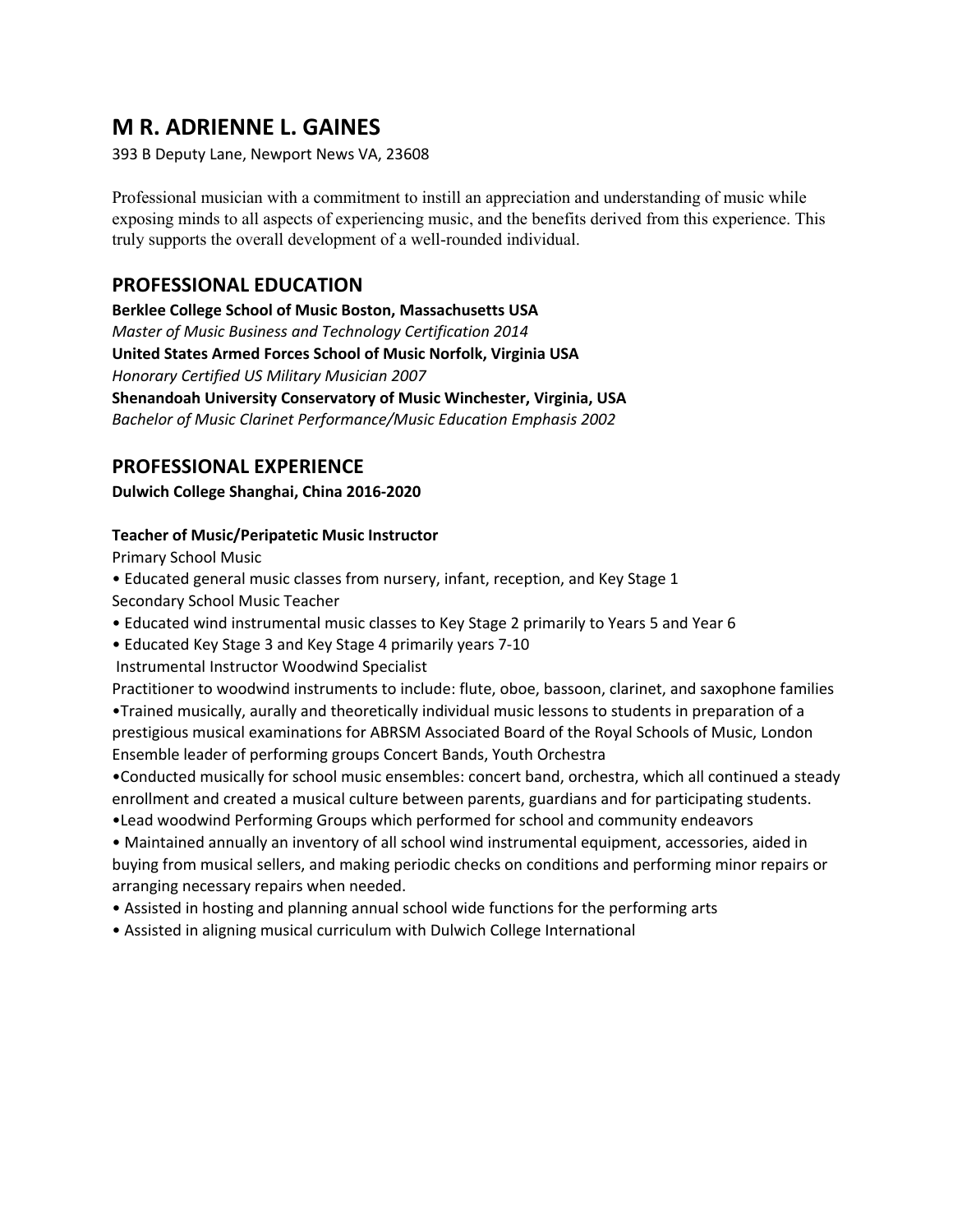# M R. ADRIENNE L. GAINES

393 B Deputy Lane, Newport News VA, 23608

Professional musician with a commitment to instill an appreciation and understanding of music while exposing minds to all aspects of experiencing music, and the benefits derived from this experience. This truly supports the overall development of a well-rounded individual.

## PROFESSIONAL EDUCATION

**Berklee College School of Music Boston, Massachusetts USA**
*Master of Music Business and Technology Certification 2014*
**United States Armed Forces School of Music Norfolk, Virginia USA**
*Honorary Certified US Military Musician 2007*
**Shenandoah University Conservatory of Music Winchester, Virginia, USA**
*Bachelor of Music Clarinet Performance/Music Education Emphasis 2002*

## PROFESSIONAL EXPERIENCE

**Dulwich College Shanghai, China 2016-2020**

**Teacher of Music/Peripatetic Music Instructor**

Primary School Music

- Educated general music classes from nursery, infant, reception, and Key Stage 1

Secondary School Music Teacher

- Educated wind instrumental music classes to Key Stage 2 primarily to Years 5 and Year 6
- Educated Key Stage 3 and Key Stage 4 primarily years 7-10

Instrumental Instructor Woodwind Specialist

Practitioner to woodwind instruments to include: flute, oboe, bassoon, clarinet, and saxophone families

- Trained musically, aurally and theoretically individual music lessons to students in preparation of a prestigious musical examinations for ABRSM Associated Board of the Royal Schools of Music, London

Ensemble leader of performing groups Concert Bands, Youth Orchestra

- Conducted musically for school music ensembles: concert band, orchestra, which all continued a steady enrollment and created a musical culture between parents, guardians and for participating students.
- Lead woodwind Performing Groups which performed for school and community endeavors
- Maintained annually an inventory of all school wind instrumental equipment, accessories, aided in buying from musical sellers, and making periodic checks on conditions and performing minor repairs or arranging necessary repairs when needed.
- Assisted in hosting and planning annual school wide functions for the performing arts
- Assisted in aligning musical curriculum with Dulwich College International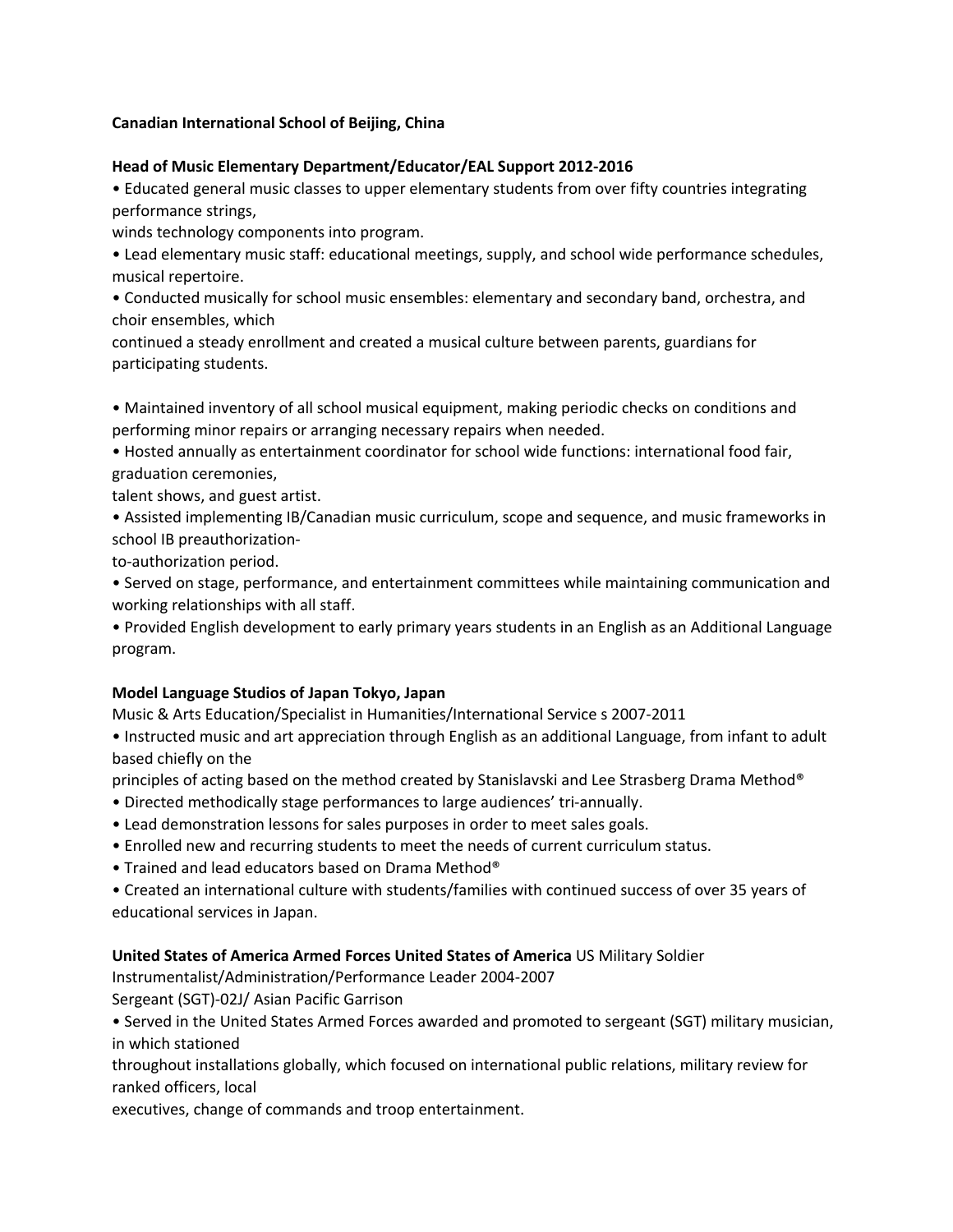**Canadian International School of Beijing, China**

**Head of Music Elementary Department/Educator/EAL Support 2012-2016**

- Educated general music classes to upper elementary students from over fifty countries integrating performance strings, winds technology components into program.
- Lead elementary music staff: educational meetings, supply, and school wide performance schedules, musical repertoire.
- Conducted musically for school music ensembles: elementary and secondary band, orchestra, and choir ensembles, which continued a steady enrollment and created a musical culture between parents, guardians for participating students.

- Maintained inventory of all school musical equipment, making periodic checks on conditions and performing minor repairs or arranging necessary repairs when needed.
- Hosted annually as entertainment coordinator for school wide functions: international food fair, graduation ceremonies, talent shows, and guest artist.
- Assisted implementing IB/Canadian music curriculum, scope and sequence, and music frameworks in school IB preauthorization-to-authorization period.
- Served on stage, performance, and entertainment committees while maintaining communication and working relationships with all staff.
- Provided English development to early primary years students in an English as an Additional Language program.

**Model Language Studios of Japan Tokyo, Japan**

Music & Arts Education/Specialist in Humanities/International Service s 2007-2011

- Instructed music and art appreciation through English as an additional Language, from infant to adult based chiefly on the principles of acting based on the method created by Stanislavski and Lee Strasberg Drama Method®
- Directed methodically stage performances to large audiences' tri-annually.
- Lead demonstration lessons for sales purposes in order to meet sales goals.
- Enrolled new and recurring students to meet the needs of current curriculum status.
- Trained and lead educators based on Drama Method®
- Created an international culture with students/families with continued success of over 35 years of educational services in Japan.

**United States of America Armed Forces United States of America** US Military Soldier

Instrumentalist/Administration/Performance Leader 2004-2007

Sergeant (SGT)-02J/ Asian Pacific Garrison

- Served in the United States Armed Forces awarded and promoted to sergeant (SGT) military musician, in which stationed throughout installations globally, which focused on international public relations, military review for ranked officers, local executives, change of commands and troop entertainment.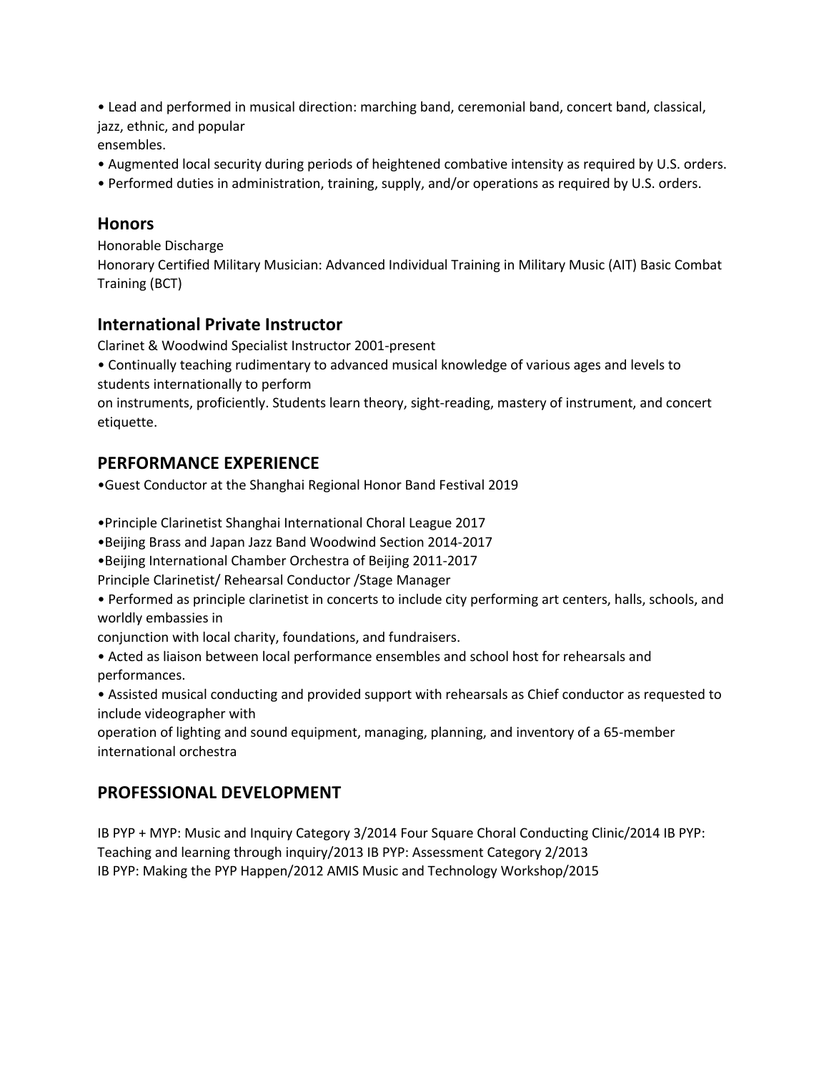- Lead and performed in musical direction: marching band, ceremonial band, concert band, classical, jazz, ethnic, and popular ensembles.
- Augmented local security during periods of heightened combative intensity as required by U.S. orders.
- Performed duties in administration, training, supply, and/or operations as required by U.S. orders.

## Honors

Honorable Discharge

Honorary Certified Military Musician: Advanced Individual Training in Military Music (AIT) Basic Combat Training (BCT)

## International Private Instructor

Clarinet & Woodwind Specialist Instructor 2001-present

- Continually teaching rudimentary to advanced musical knowledge of various ages and levels to students internationally to perform on instruments, proficiently. Students learn theory, sight-reading, mastery of instrument, and concert etiquette.

## PERFORMANCE EXPERIENCE

- Guest Conductor at the Shanghai Regional Honor Band Festival 2019

- Principle Clarinetist Shanghai International Choral League 2017
- Beijing Brass and Japan Jazz Band Woodwind Section 2014-2017
- Beijing International Chamber Orchestra of Beijing 2011-2017

Principle Clarinetist/ Rehearsal Conductor /Stage Manager

- Performed as principle clarinetist in concerts to include city performing art centers, halls, schools, and worldly embassies in conjunction with local charity, foundations, and fundraisers.
- Acted as liaison between local performance ensembles and school host for rehearsals and performances.
- Assisted musical conducting and provided support with rehearsals as Chief conductor as requested to include videographer with operation of lighting and sound equipment, managing, planning, and inventory of a 65-member international orchestra

## PROFESSIONAL DEVELOPMENT

IB PYP + MYP: Music and Inquiry Category 3/2014 Four Square Choral Conducting Clinic/2014 IB PYP: Teaching and learning through inquiry/2013 IB PYP: Assessment Category 2/2013
IB PYP: Making the PYP Happen/2012 AMIS Music and Technology Workshop/2015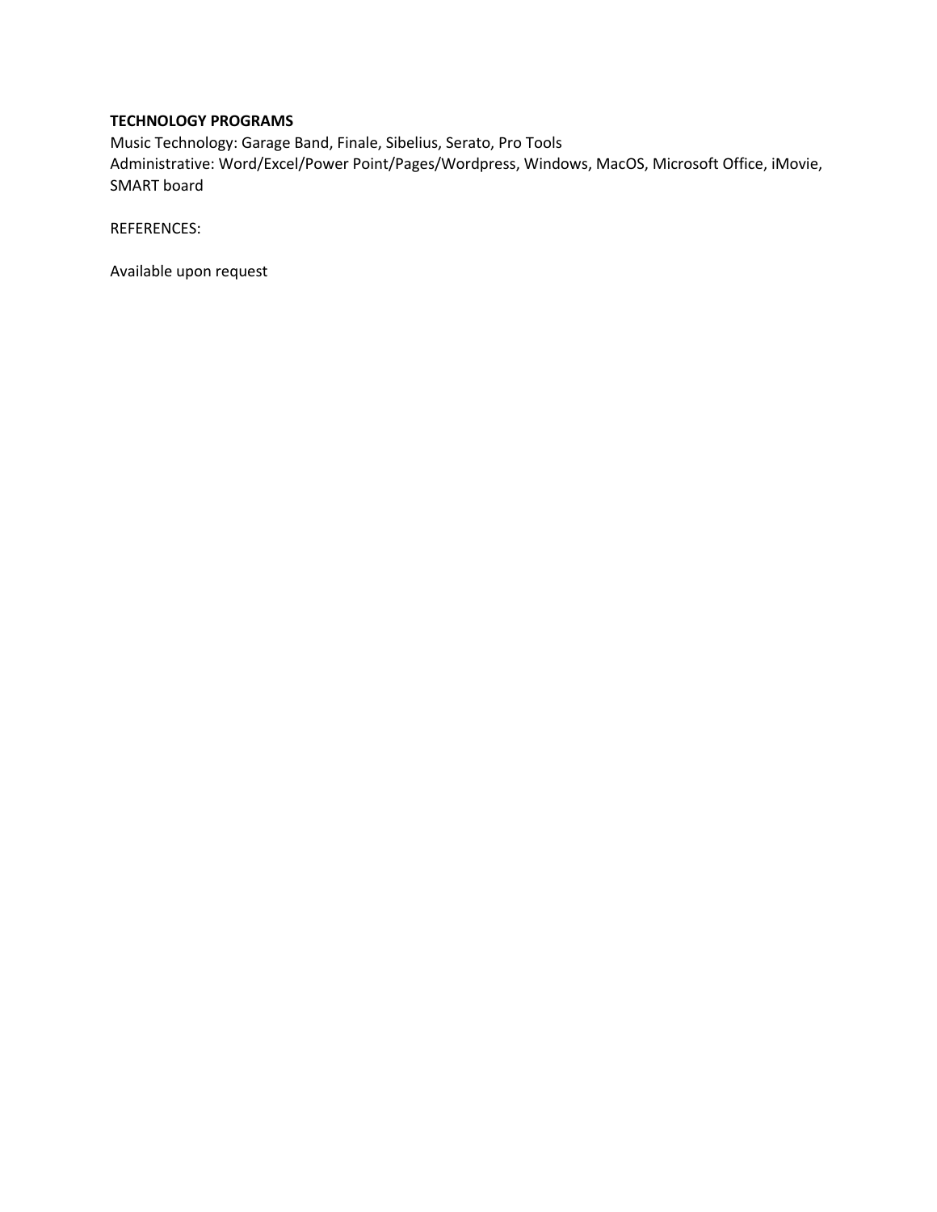**TECHNOLOGY PROGRAMS**
Music Technology: Garage Band, Finale, Sibelius, Serato, Pro Tools
Administrative: Word/Excel/Power Point/Pages/Wordpress, Windows, MacOS, Microsoft Office, iMovie, SMART board

REFERENCES:

Available upon request